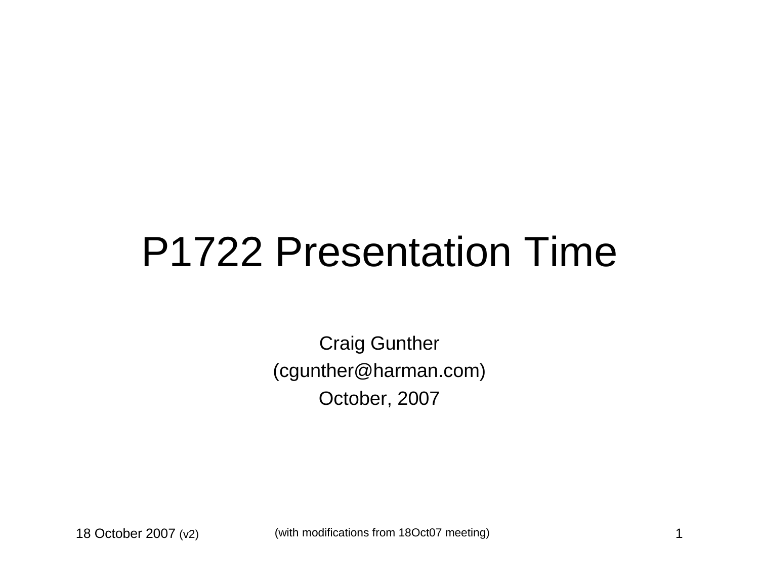# P1722 Presentation Time

Craig Gunther

(cgunther@harman.com)

October, 2007

18 October 2007 (v2)

(with modifications from 18Oct07 meeting)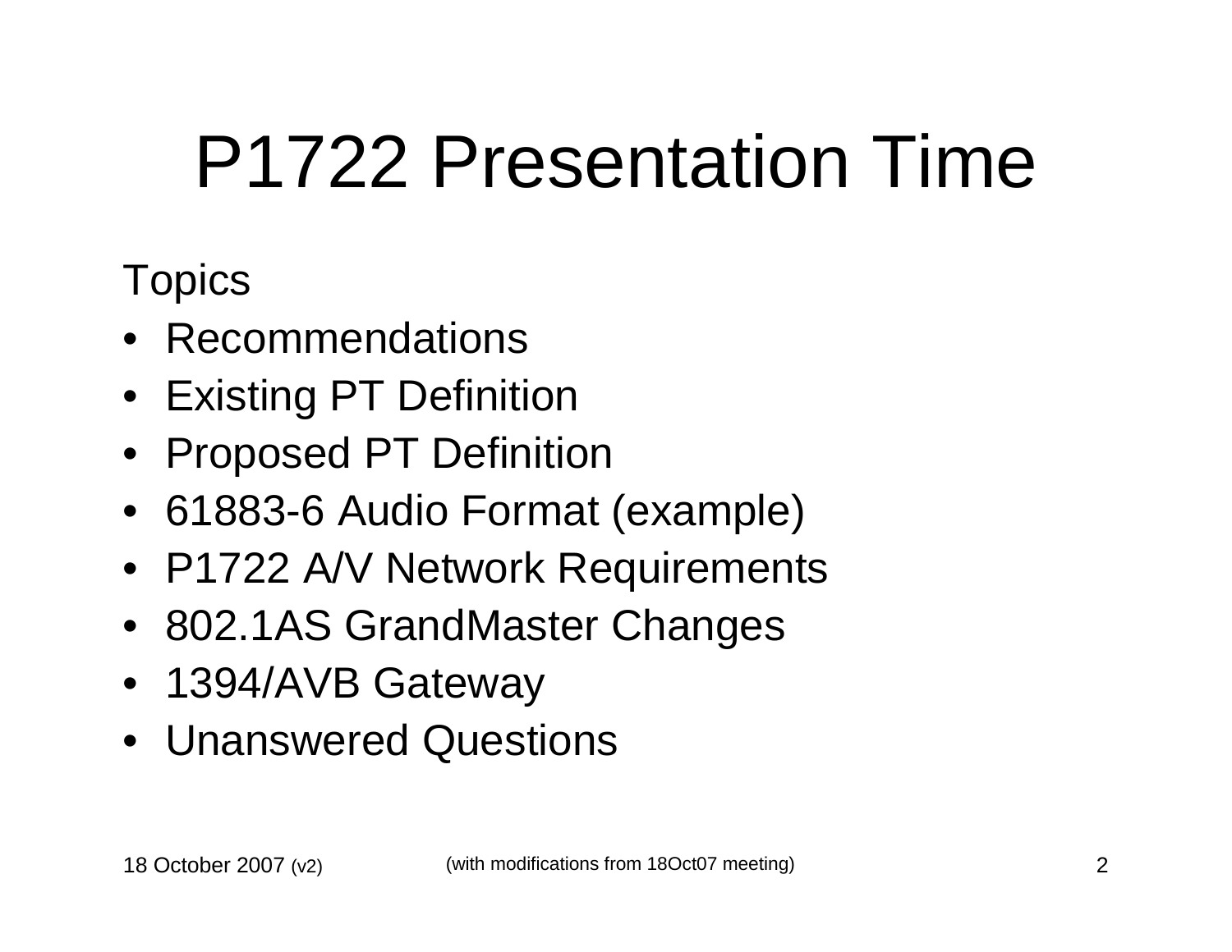# P1722 Presentation Time

Topics

- Recommendations
- Existing PT Definition
- Proposed PT Definition
- 61883-6 Audio Format (example)
- P1722 A/V Network Requirements
- 802.1AS GrandMaster Changes
- 1394/AVB Gateway
- Unanswered Questions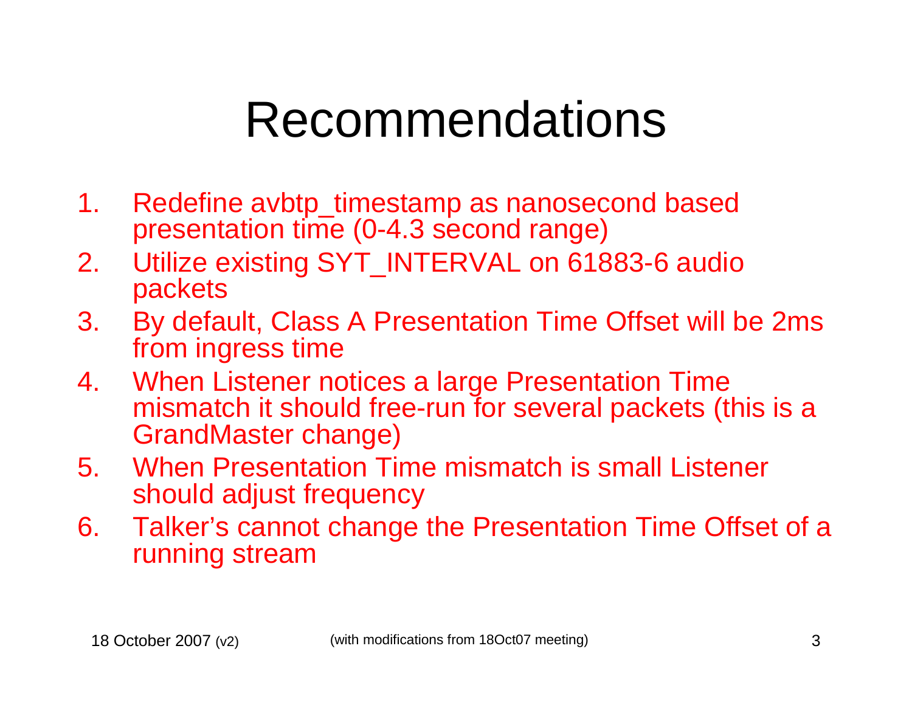# Recommendations

1. Redefine avbtp_timestamp as nanosecond based presentation time (0-4.3 second range)
2. Utilize existing SYT_INTERVAL on 61883-6 audio packets
3. By default, Class A Presentation Time Offset will be 2ms from ingress time
4. When Listener notices a large Presentation Time mismatch it should free-run for several packets (this is a GrandMaster change)
5. When Presentation Time mismatch is small Listener should adjust frequency
6. Talker's cannot change the Presentation Time Offset of a running stream

18 October 2007 (v2) (with modifications from 18Oct07 meeting)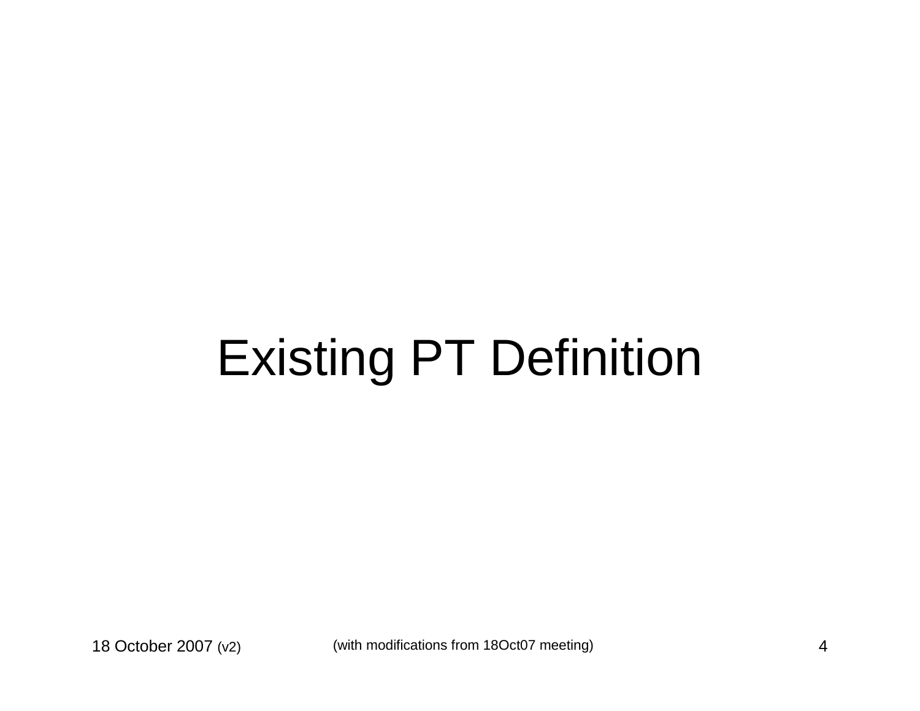# Existing PT Definition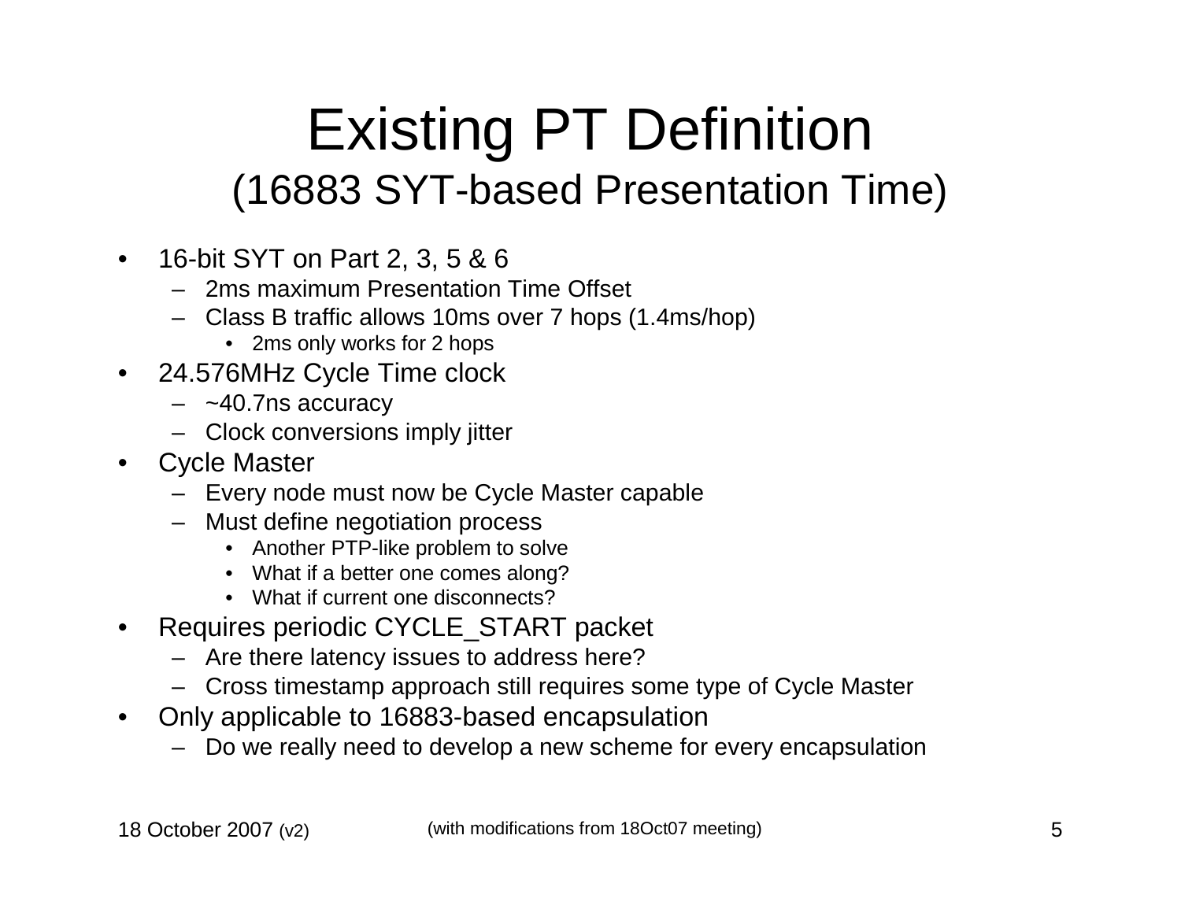# Existing PT Definition
## (16883 SYT-based Presentation Time)

- 16-bit SYT on Part 2, 3, 5 & 6
  - 2ms maximum Presentation Time Offset
  - Class B traffic allows 10ms over 7 hops (1.4ms/hop)
    - 2ms only works for 2 hops
- 24.576MHz Cycle Time clock
  - ~40.7ns accuracy
  - Clock conversions imply jitter
- Cycle Master
  - Every node must now be Cycle Master capable
  - Must define negotiation process
    - Another PTP-like problem to solve
    - What if a better one comes along?
    - What if current one disconnects?
- Requires periodic CYCLE_START packet
  - Are there latency issues to address here?
  - Cross timestamp approach still requires some type of Cycle Master
- Only applicable to 16883-based encapsulation
  - Do we really need to develop a new scheme for every encapsulation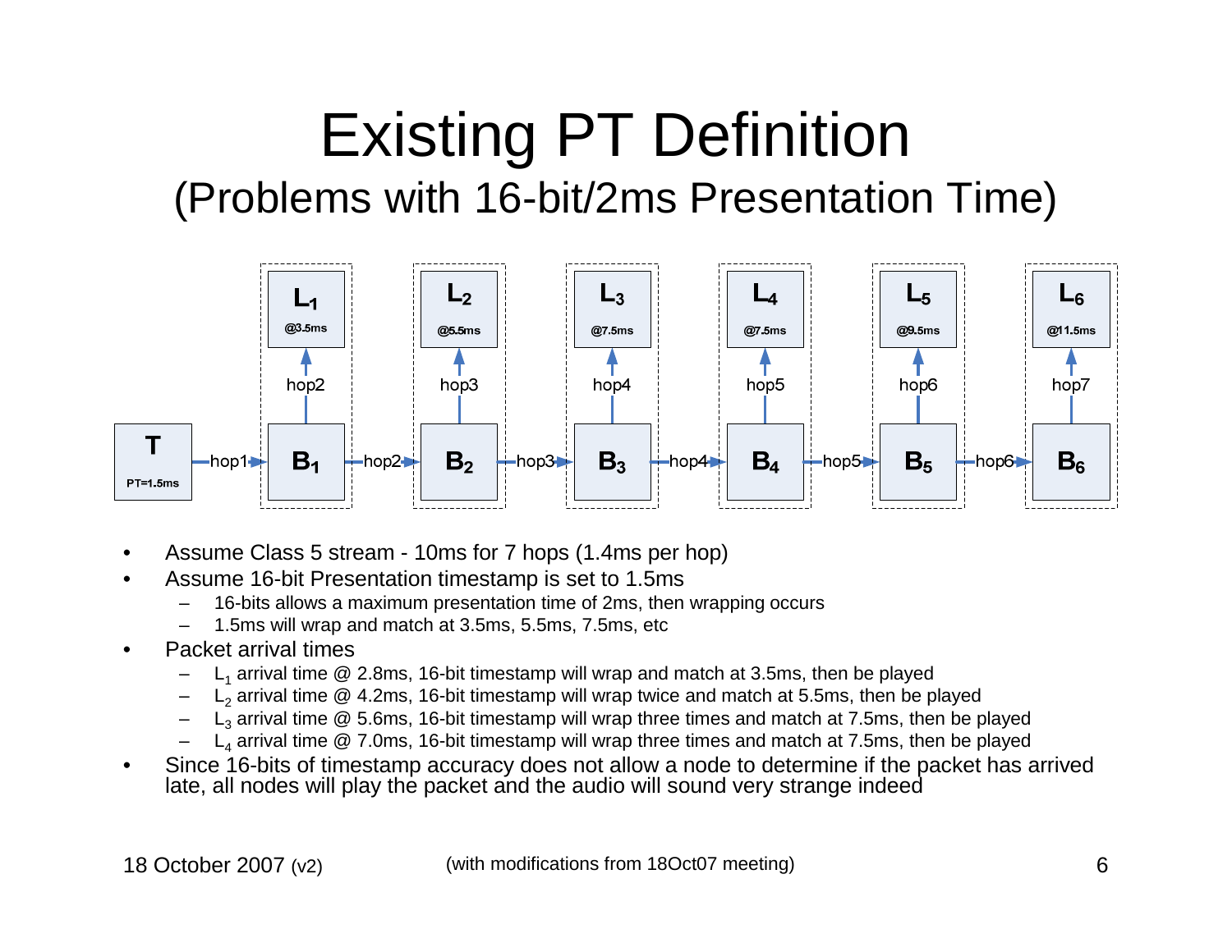# Existing PT Definition

## (Problems with 16-bit/2ms Presentation Time)

- Assume Class 5 stream - 10ms for 7 hops (1.4ms per hop)
- Assume 16-bit Presentation timestamp is set to 1.5ms
  - 16-bits allows a maximum presentation time of 2ms, then wrapping occurs
  - 1.5ms will wrap and match at 3.5ms, 5.5ms, 7.5ms, etc
- Packet arrival times
  - $L_1$ arrival time @ 2.8ms, 16-bit timestamp will wrap and match at 3.5ms, then be played
  - $L_2$ arrival time @ 4.2ms, 16-bit timestamp will wrap twice and match at 5.5ms, then be played
  - $L_3$ arrival time @ 5.6ms, 16-bit timestamp will wrap three times and match at 7.5ms, then be played
  - $L_4$ arrival time @ 7.0ms, 16-bit timestamp will wrap three times and match at 7.5ms, then be played
- Since 16-bits of timestamp accuracy does not allow a node to determine if the packet has arrived late, all nodes will play the packet and the audio will sound very strange indeed

18 October 2007 (v2) (with modifications from 18Oct07 meeting)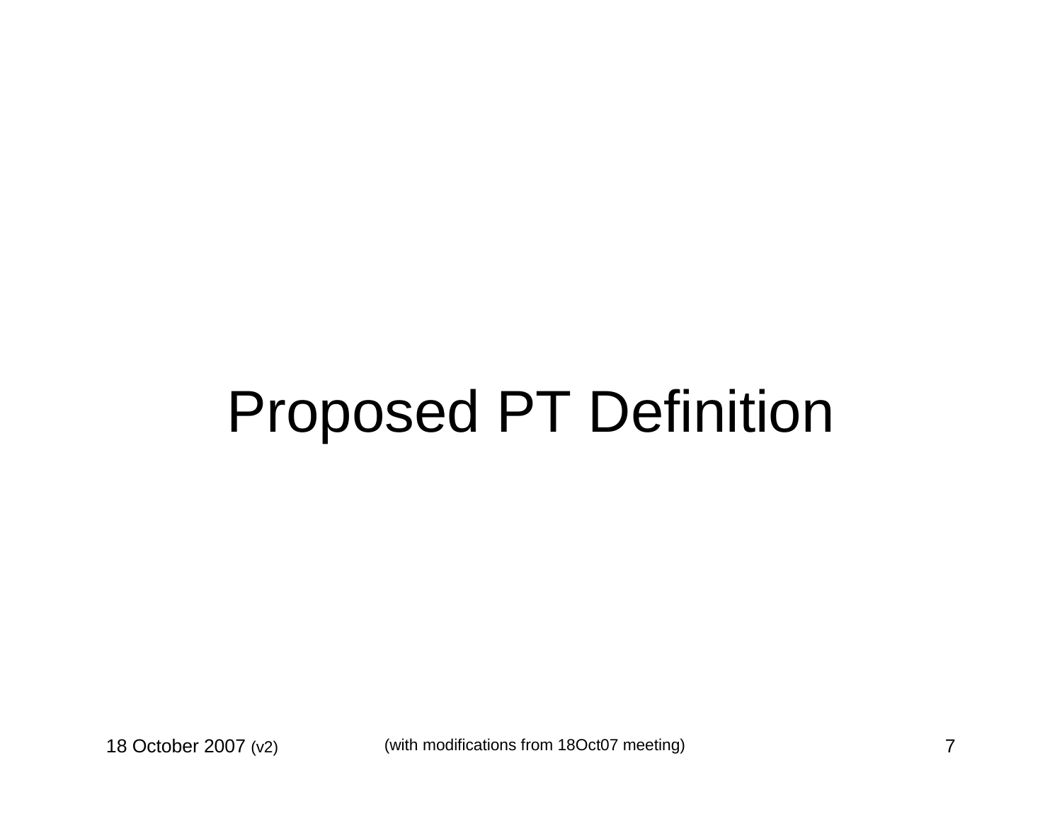# Proposed PT Definition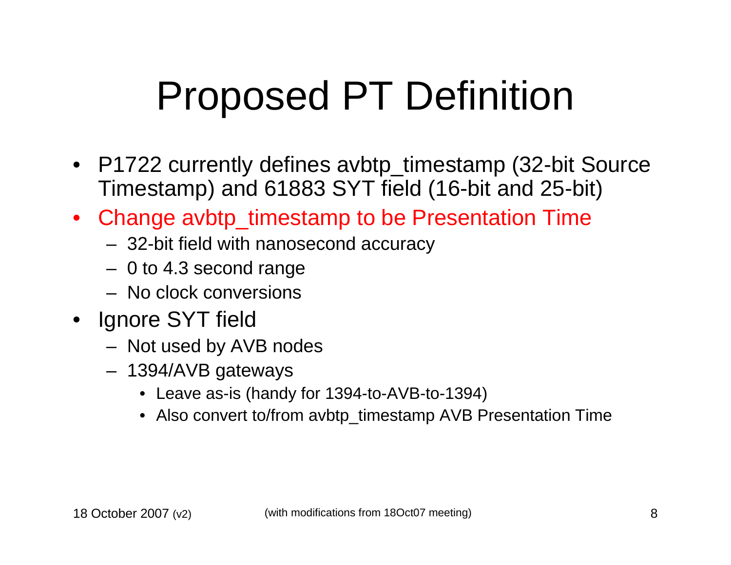# Proposed PT Definition

- P1722 currently defines avbtp_timestamp (32-bit Source Timestamp) and 61883 SYT field (16-bit and 25-bit)
- Change avbtp_timestamp to be Presentation Time
  - 32-bit field with nanosecond accuracy
  - 0 to 4.3 second range
  - No clock conversions
- Ignore SYT field
  - Not used by AVB nodes
  - 1394/AVB gateways
    - Leave as-is (handy for 1394-to-AVB-to-1394)
    - Also convert to/from avbtp_timestamp AVB Presentation Time

18 October 2007 (v2) (with modifications from 18Oct07 meeting)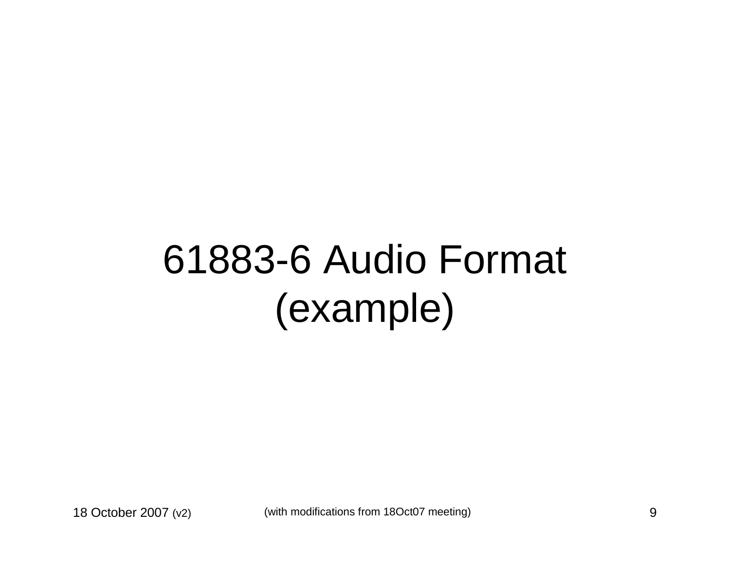# 61883-6 Audio Format (example)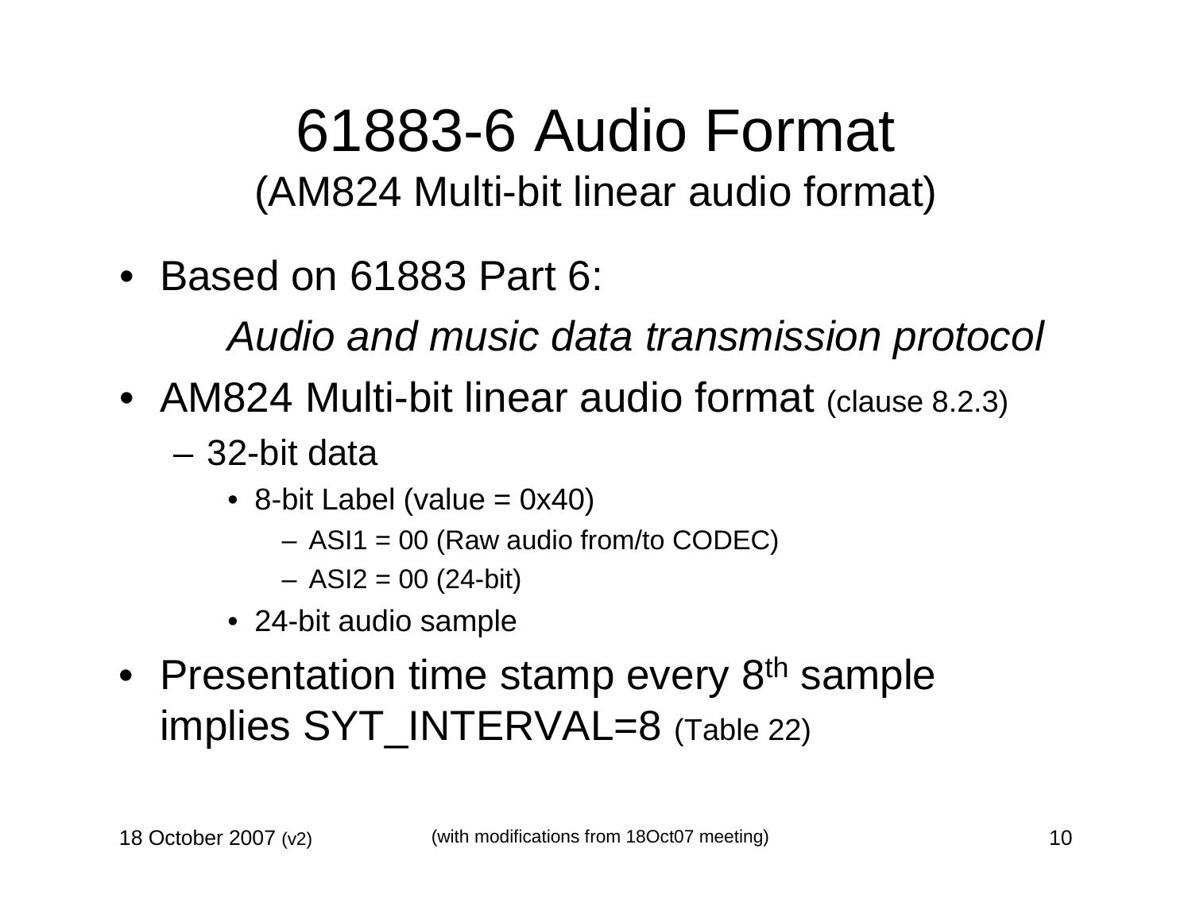# 61883-6 Audio Format

## (AM824 Multi-bit linear audio format)

- Based on 61883 Part 6:

  *Audio and music data transmission protocol*

- AM824 Multi-bit linear audio format (clause 8.2.3)
  - 32-bit data
    - 8-bit Label (value = 0x40)
      - ASI1 = 00 (Raw audio from/to CODEC)
      - ASI2 = 00 (24-bit)
    - 24-bit audio sample
- Presentation time stamp every 8$^{th}$ sample implies SYT_INTERVAL=8 (Table 22)

18 October 2007 (v2) (with modifications from 18Oct07 meeting)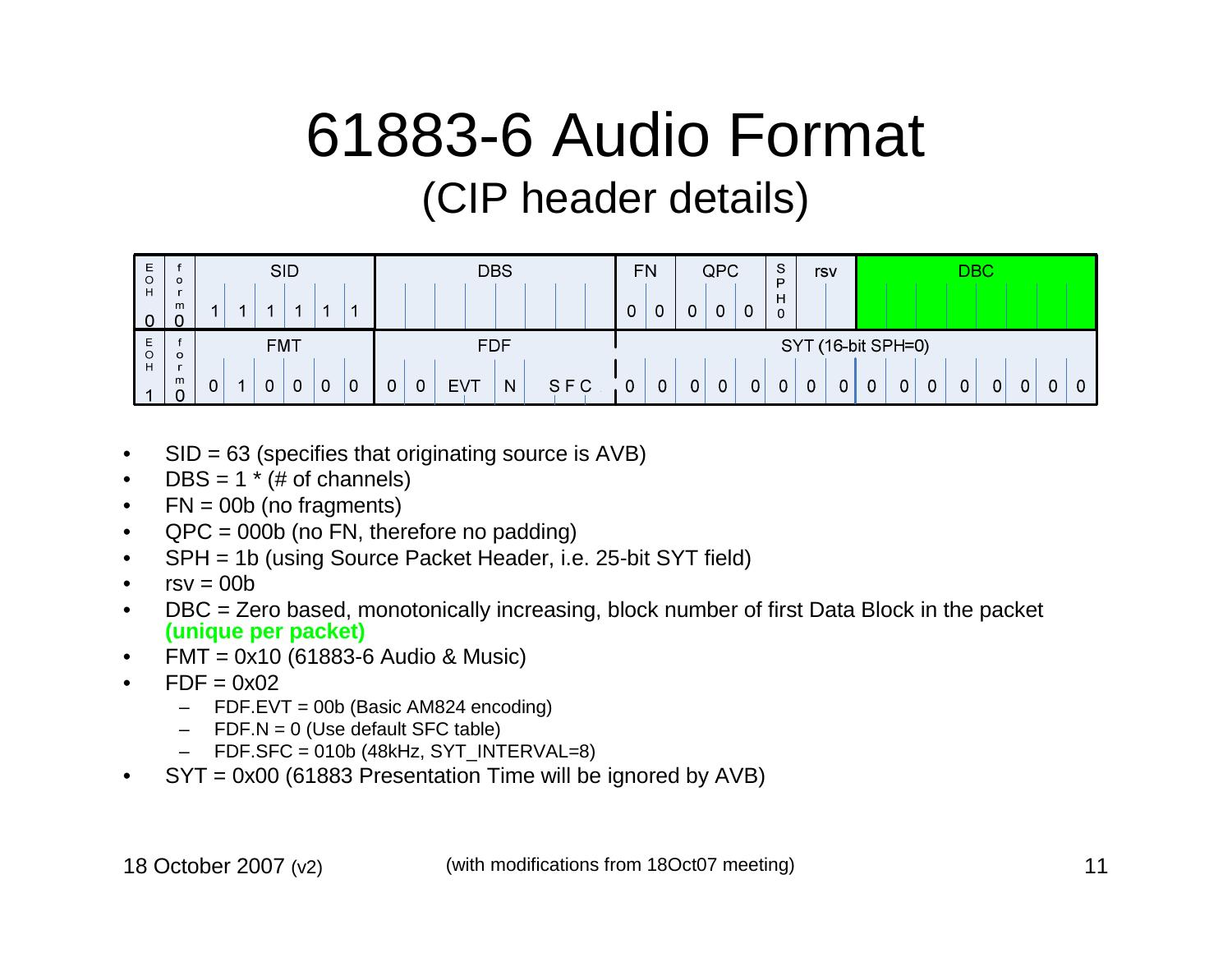# 61883-6 Audio Format

## (CIP header details)

| EOH | form | SID | | | | | | DBS | | | | | | | | FN | | QPC | | | SPH | rsv | | DBC | | | | | | | |
|---|---|---|---|---|---|---|---|---|---|---|---|---|---|---|---|---|---|---|---|---|---|---|---|---|---|---|---|---|---|---|---|
| 0 | 0 | 1 | 1 | 1 | 1 | 1 | 1 | | | | | | | | | 0 | 0 | 0 | 0 | 0 | 0 | | | | | | | | | | |
| **EOH** | **form** | **FMT** | | | | | | **FDF** | | | | | | | | **SYT (16-bit SPH=0)** | | | | | | | | | | | | | | | |
| 1 | 0 | 0 | 1 | 0 | 0 | 0 | 0 | 0 | 0 | EVT | | N | SFC | | | 0 | 0 | 0 | 0 | 0 | 0 | 0 | 0 | 0 | 0 | 0 | 0 | 0 | 0 | 0 | 0 |

- SID = 63 (specifies that originating source is AVB)
- DBS = 1 * (# of channels)
- FN = 00b (no fragments)
- QPC = 000b (no FN, therefore no padding)
- SPH = 1b (using Source Packet Header, i.e. 25-bit SYT field)
- rsv = 00b
- DBC = Zero based, monotonically increasing, block number of first Data Block in the packet **(unique per packet)**
- FMT = 0x10 (61883-6 Audio & Music)
- FDF = 0x02
  - FDF.EVT = 00b (Basic AM824 encoding)
  - FDF.N = 0 (Use default SFC table)
  - FDF.SFC = 010b (48kHz, SYT_INTERVAL=8)
- SYT = 0x00 (61883 Presentation Time will be ignored by AVB)

18 October 2007 (v2) (with modifications from 18Oct07 meeting)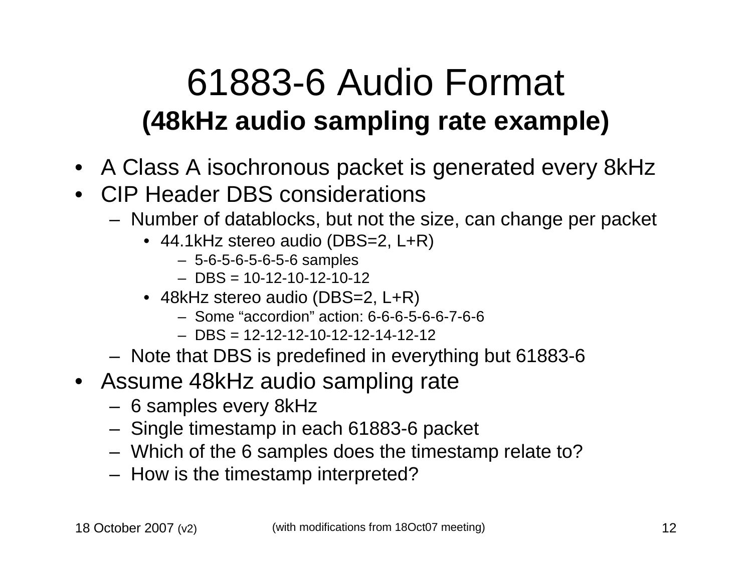# 61883-6 Audio Format

## (48kHz audio sampling rate example)

- A Class A isochronous packet is generated every 8kHz
- CIP Header DBS considerations
  - Number of datablocks, but not the size, can change per packet
    - 44.1kHz stereo audio (DBS=2, L+R)
      - 5-6-5-6-5-6-5-6 samples
      - DBS = 10-12-10-12-10-12
    - 48kHz stereo audio (DBS=2, L+R)
      - Some “accordion” action: 6-6-6-5-6-6-7-6-6
      - DBS = 12-12-12-10-12-12-14-12-12
  - Note that DBS is predefined in everything but 61883-6
- Assume 48kHz audio sampling rate
  - 6 samples every 8kHz
  - Single timestamp in each 61883-6 packet
  - Which of the 6 samples does the timestamp relate to?
  - How is the timestamp interpreted?

(with modifications from 18Oct07 meeting)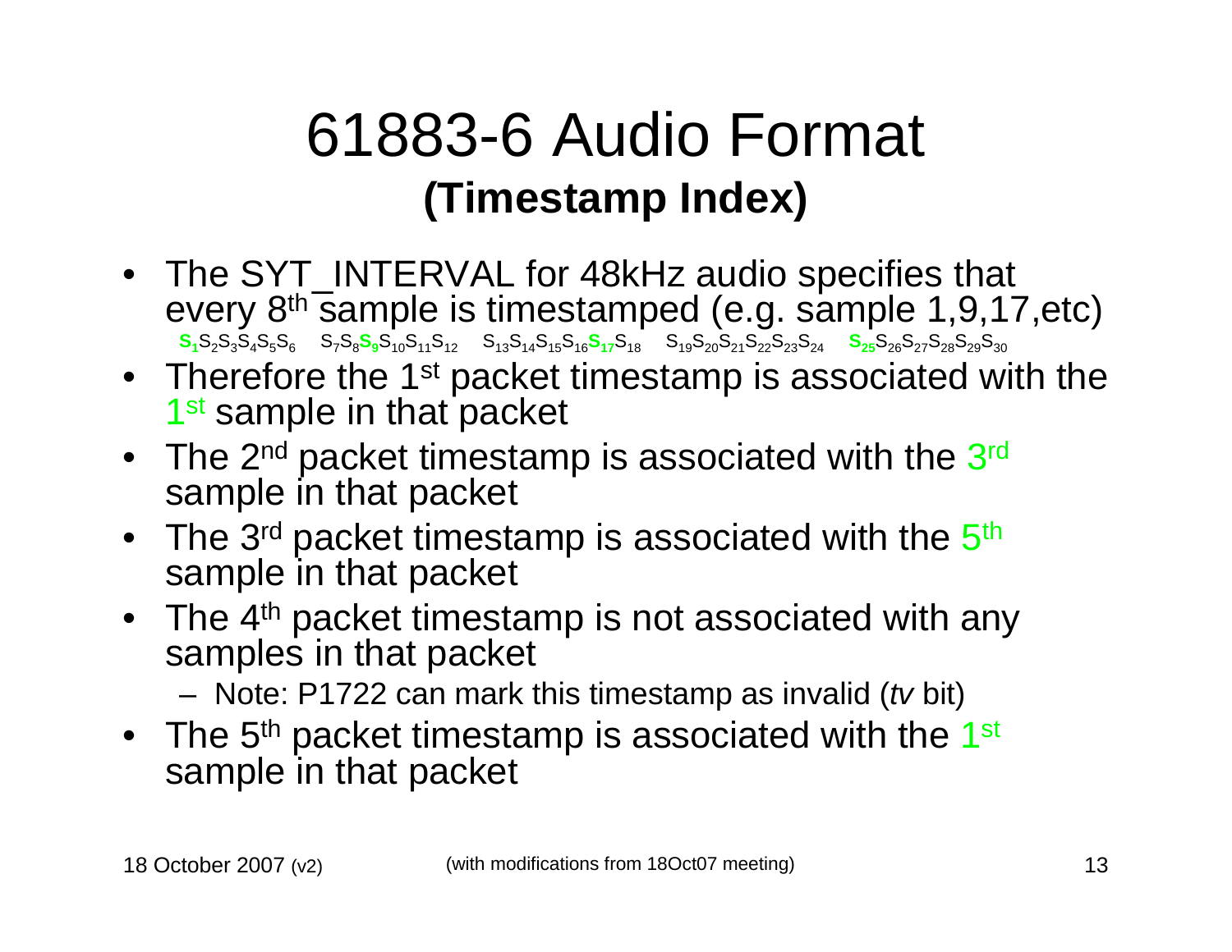# 61883-6 Audio Format

## (Timestamp Index)

- The SYT_INTERVAL for 48kHz audio specifies that every 8th sample is timestamped (e.g. sample 1,9,17,etc)

  **$S_1$**$S_2S_3S_4S_5S_6$ $S_7S_8$**$S_9$**$S_{10}S_{11}S_{12}$ $S_{13}S_{14}S_{15}S_{16}$**$S_{17}$**$S_{18}$ $S_{19}S_{20}S_{21}S_{22}S_{23}S_{24}$ **$S_{25}$**$S_{26}S_{27}S_{28}S_{29}S_{30}$

- Therefore the 1st packet timestamp is associated with the 1st sample in that packet
- The 2nd packet timestamp is associated with the 3rd sample in that packet
- The 3rd packet timestamp is associated with the 5th sample in that packet
- The 4th packet timestamp is not associated with any samples in that packet
  - Note: P1722 can mark this timestamp as invalid (*tv* bit)
- The 5th packet timestamp is associated with the 1st sample in that packet

18 October 2007 (v2) (with modifications from 18Oct07 meeting)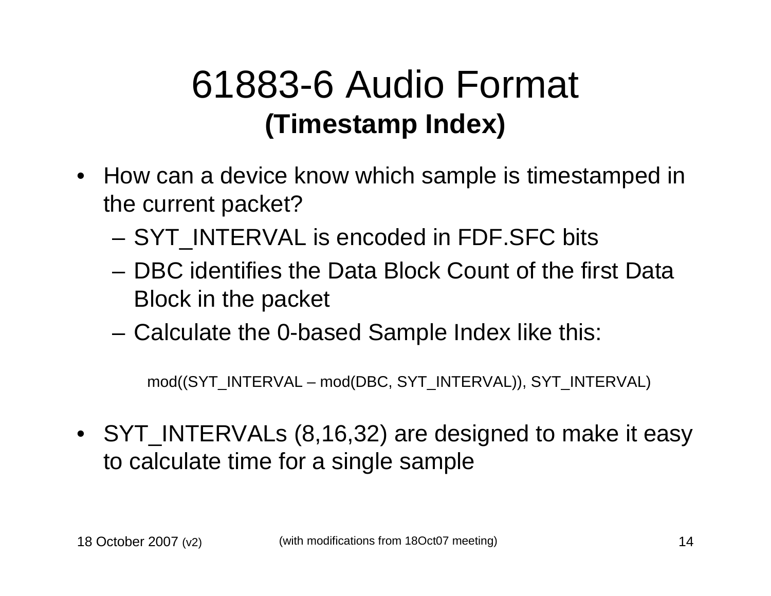# 61883-6 Audio Format

## (Timestamp Index)

- How can a device know which sample is timestamped in the current packet?
  - SYT_INTERVAL is encoded in FDF.SFC bits
  - DBC identifies the Data Block Count of the first Data Block in the packet
  - Calculate the 0-based Sample Index like this:

    mod((SYT_INTERVAL – mod(DBC, SYT_INTERVAL)), SYT_INTERVAL)

- SYT_INTERVALs (8,16,32) are designed to make it easy to calculate time for a single sample

18 October 2007 (v2) (with modifications from 18Oct07 meeting)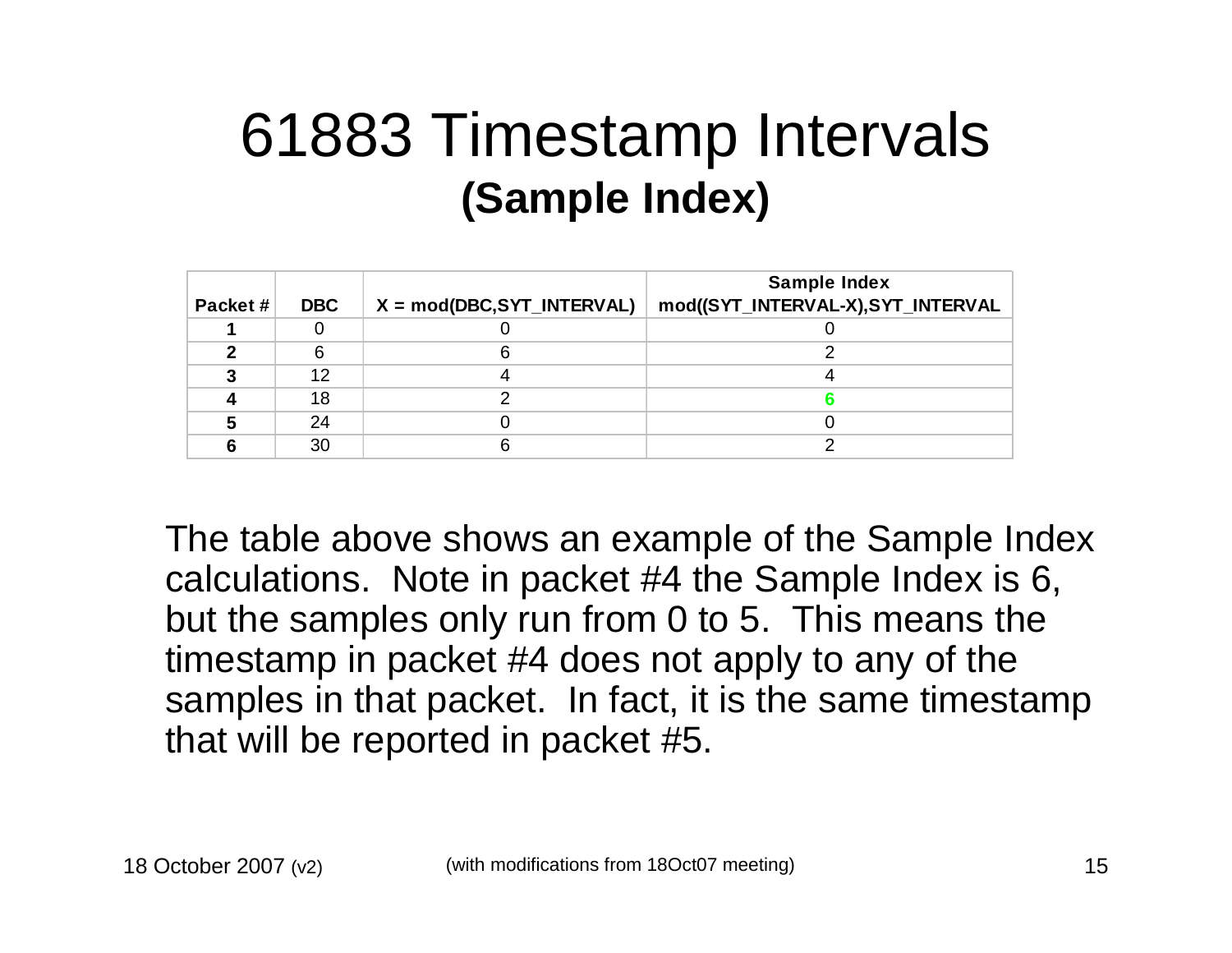# 61883 Timestamp Intervals
## (Sample Index)

| Packet # | DBC | X = mod(DBC,SYT_INTERVAL) | Sample Index mod((SYT_INTERVAL-X),SYT_INTERVAL |
|---|---|---|---|
| **1** | 0 | 0 | 0 |
| **2** | 6 | 6 | 2 |
| **3** | 12 | 4 | 4 |
| **4** | 18 | 2 | **6** |
| **5** | 24 | 0 | 0 |
| **6** | 30 | 6 | 2 |

The table above shows an example of the Sample Index calculations. Note in packet #4 the Sample Index is 6, but the samples only run from 0 to 5. This means the timestamp in packet #4 does not apply to any of the samples in that packet. In fact, it is the same timestamp that will be reported in packet #5.

18 October 2007 (v2) (with modifications from 18Oct07 meeting)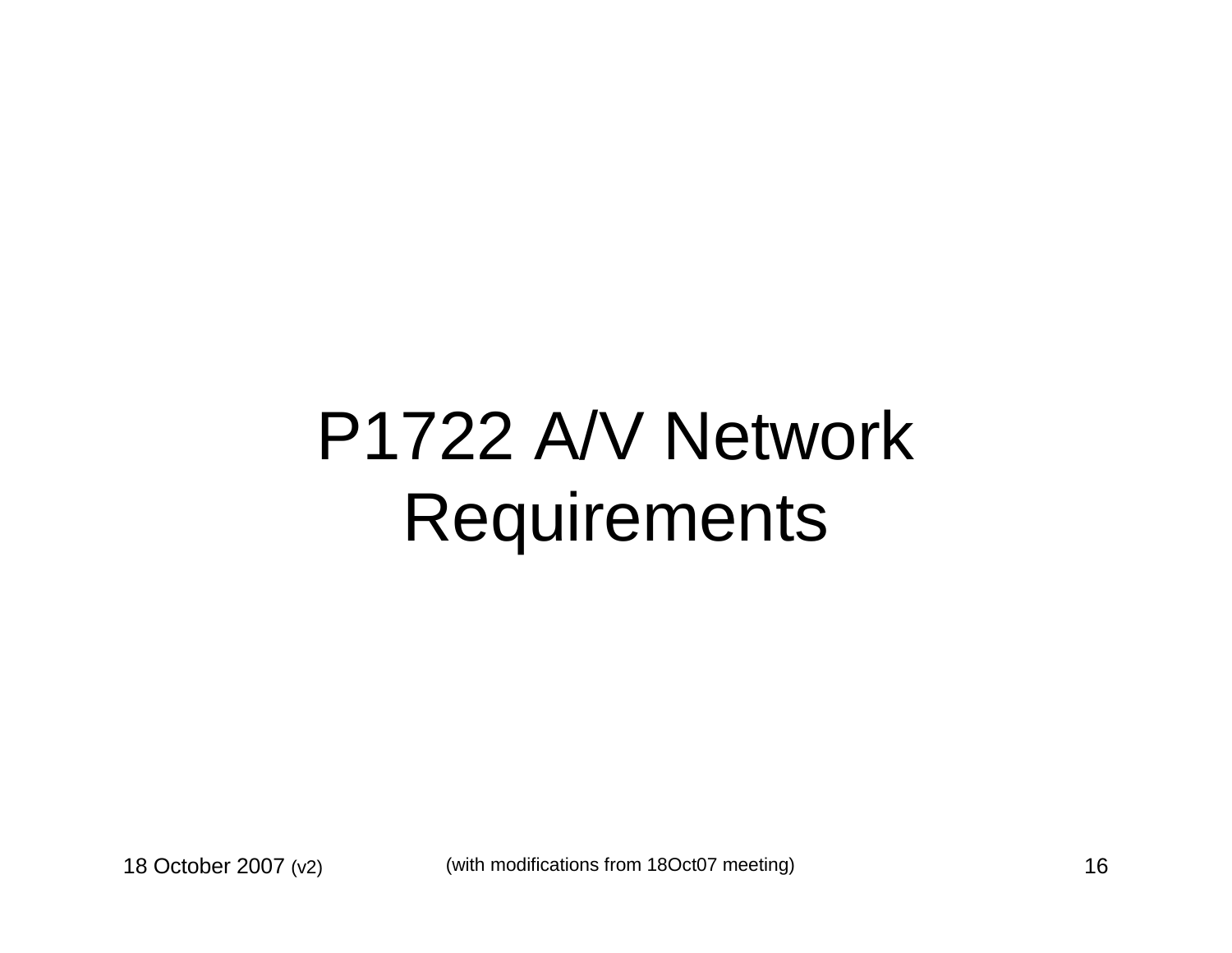# P1722 A/V Network Requirements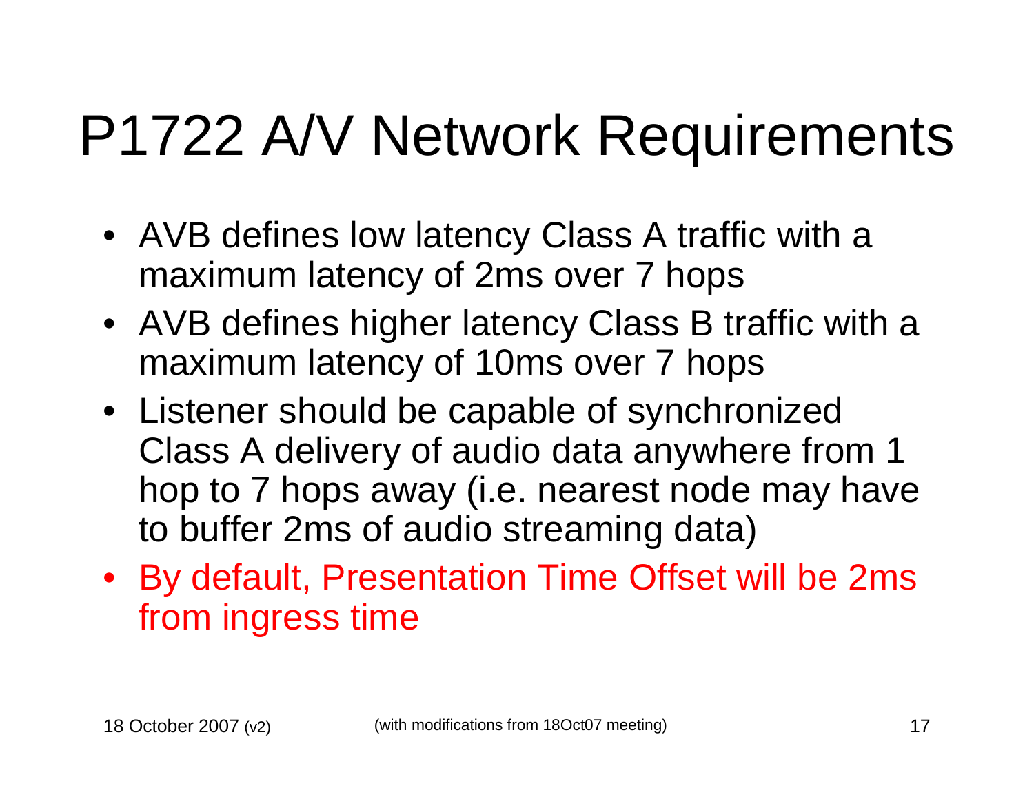# P1722 A/V Network Requirements

- AVB defines low latency Class A traffic with a maximum latency of 2ms over 7 hops
- AVB defines higher latency Class B traffic with a maximum latency of 10ms over 7 hops
- Listener should be capable of synchronized Class A delivery of audio data anywhere from 1 hop to 7 hops away (i.e. nearest node may have to buffer 2ms of audio streaming data)
- By default, Presentation Time Offset will be 2ms from ingress time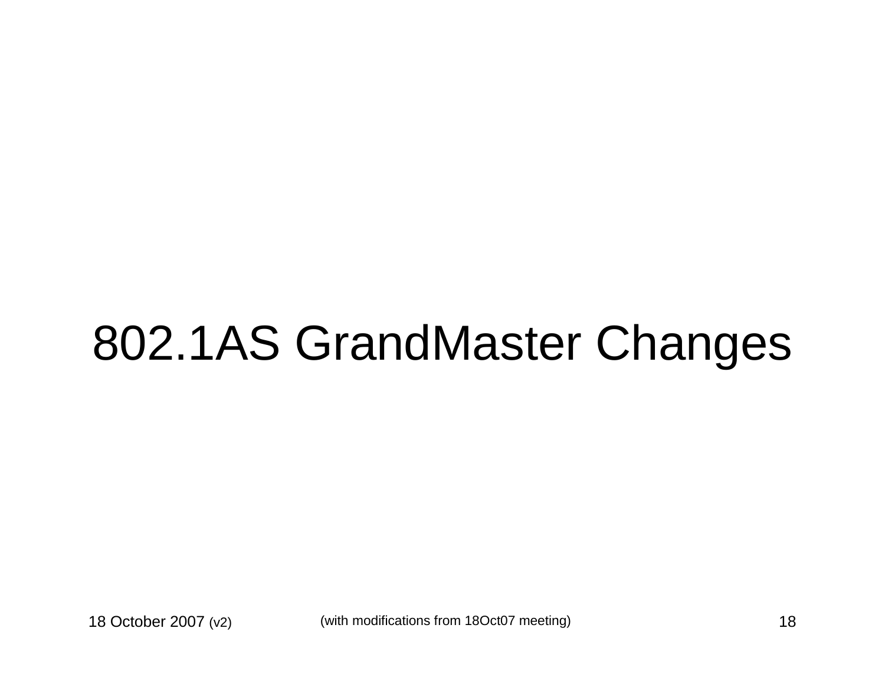# 802.1AS GrandMaster Changes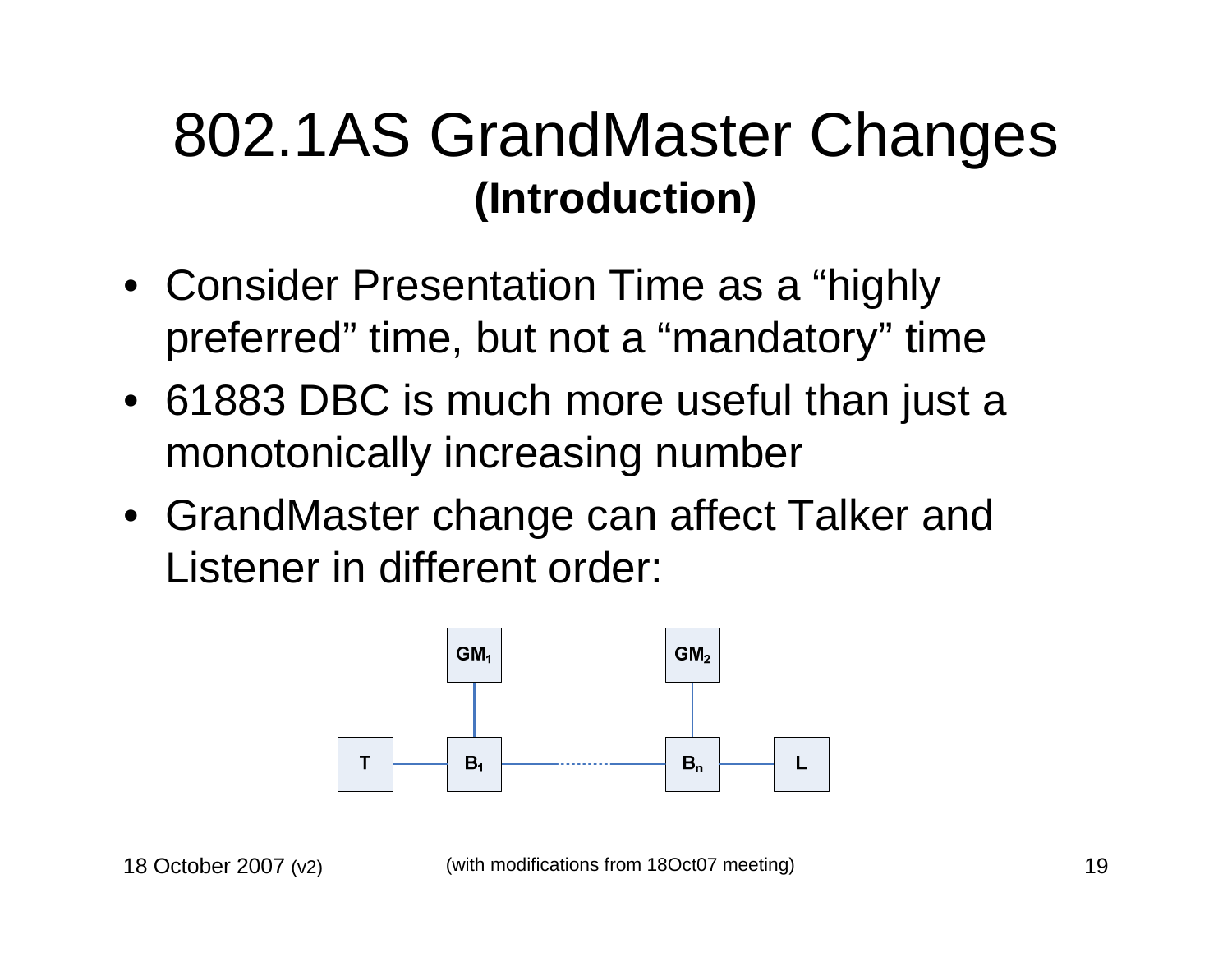# 802.1AS GrandMaster Changes

## (Introduction)

- Consider Presentation Time as a "highly preferred" time, but not a "mandatory" time
- 61883 DBC is much more useful than just a monotonically increasing number
- GrandMaster change can affect Talker and Listener in different order: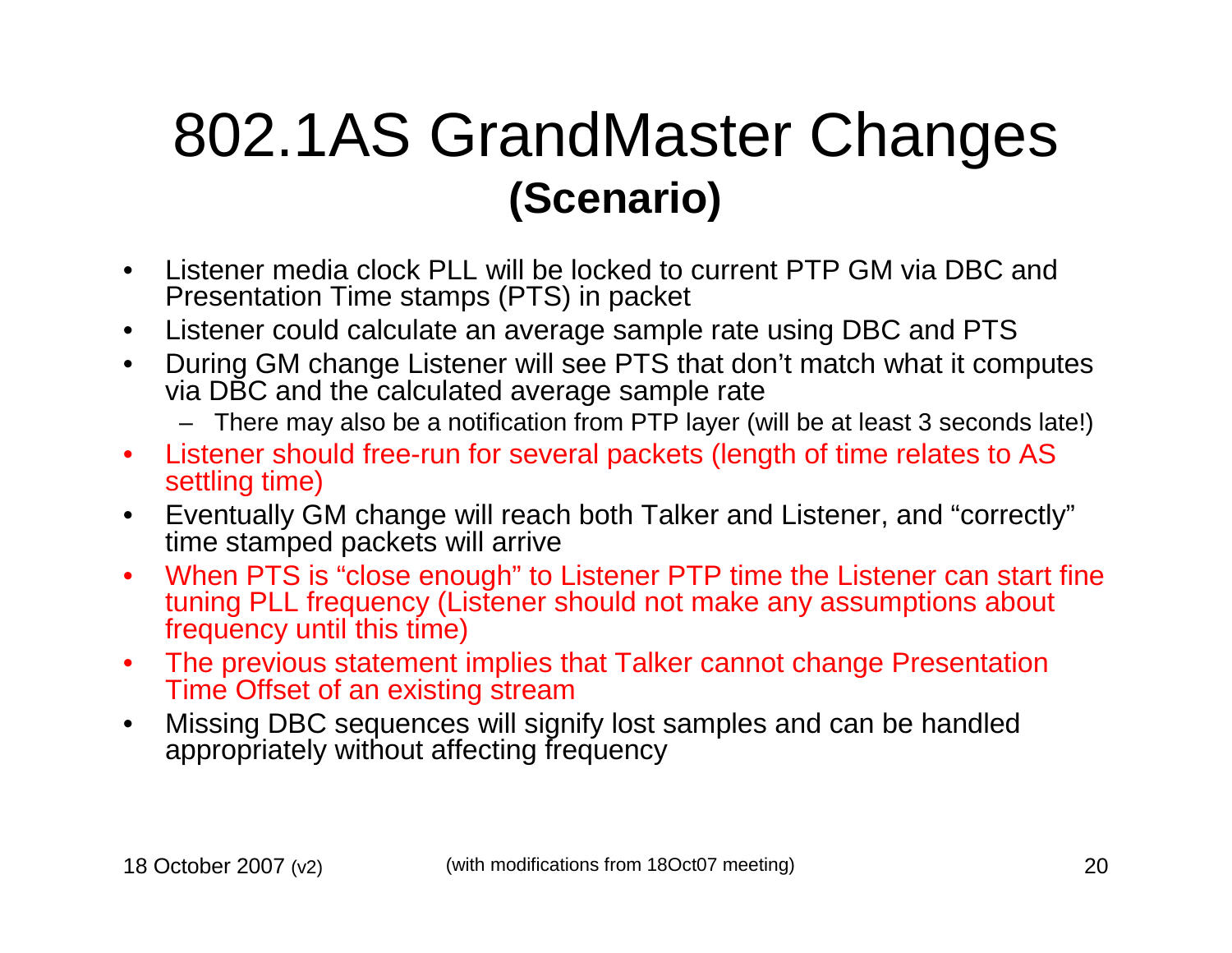# 802.1AS GrandMaster Changes
## (Scenario)

- Listener media clock PLL will be locked to current PTP GM via DBC and Presentation Time stamps (PTS) in packet
- Listener could calculate an average sample rate using DBC and PTS
- During GM change Listener will see PTS that don't match what it computes via DBC and the calculated average sample rate
  - There may also be a notification from PTP layer (will be at least 3 seconds late!)
- Listener should free-run for several packets (length of time relates to AS settling time)
- Eventually GM change will reach both Talker and Listener, and "correctly" time stamped packets will arrive
- When PTS is "close enough" to Listener PTP time the Listener can start fine tuning PLL frequency (Listener should not make any assumptions about frequency until this time)
- The previous statement implies that Talker cannot change Presentation Time Offset of an existing stream
- Missing DBC sequences will signify lost samples and can be handled appropriately without affecting frequency

18 October 2007 (v2) (with modifications from 18Oct07 meeting)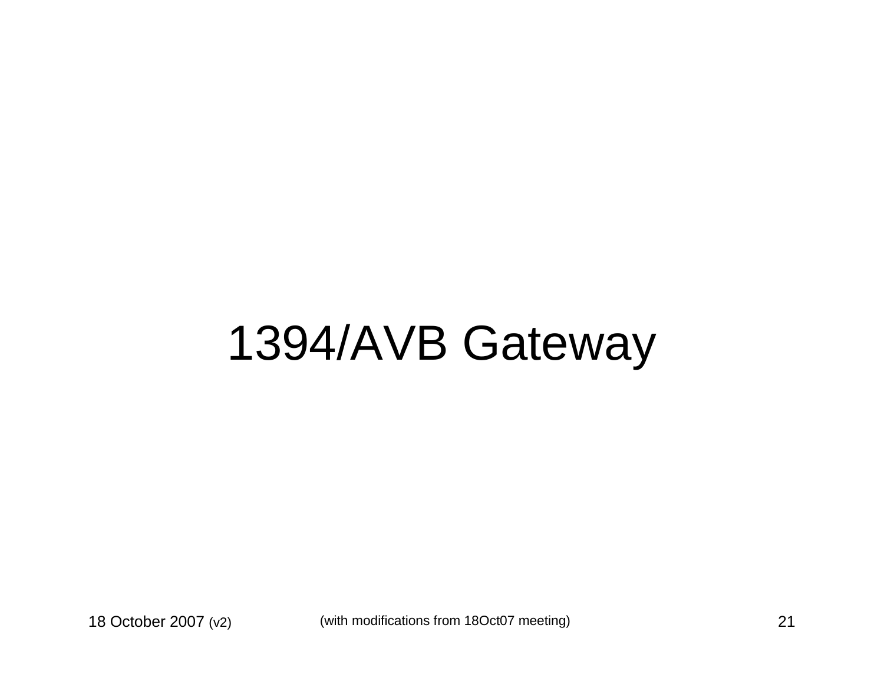# 1394/AVB Gateway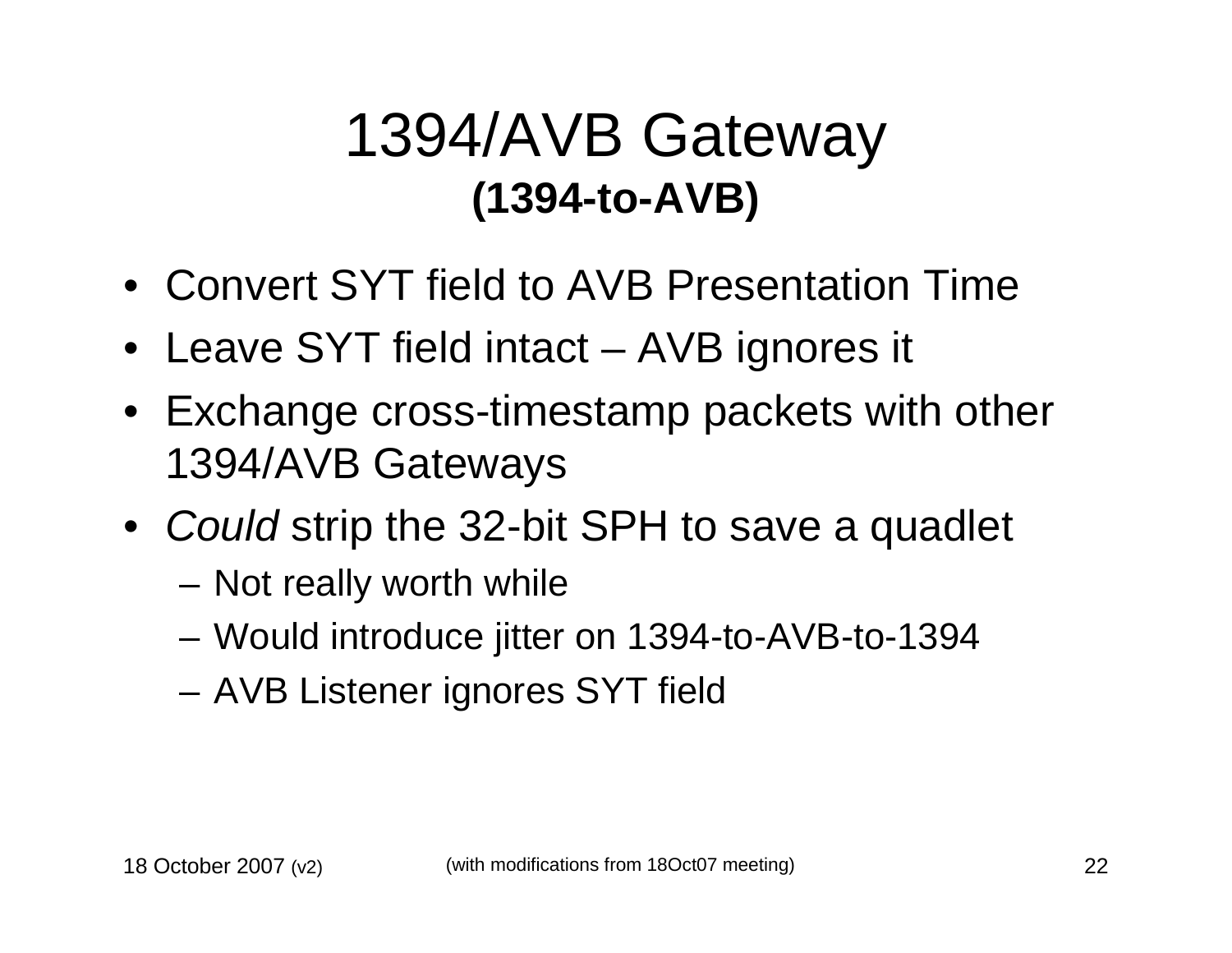# 1394/AVB Gateway
## (1394-to-AVB)

- Convert SYT field to AVB Presentation Time
- Leave SYT field intact – AVB ignores it
- Exchange cross-timestamp packets with other 1394/AVB Gateways
- *Could* strip the 32-bit SPH to save a quadlet
  - Not really worth while
  - Would introduce jitter on 1394-to-AVB-to-1394
  - AVB Listener ignores SYT field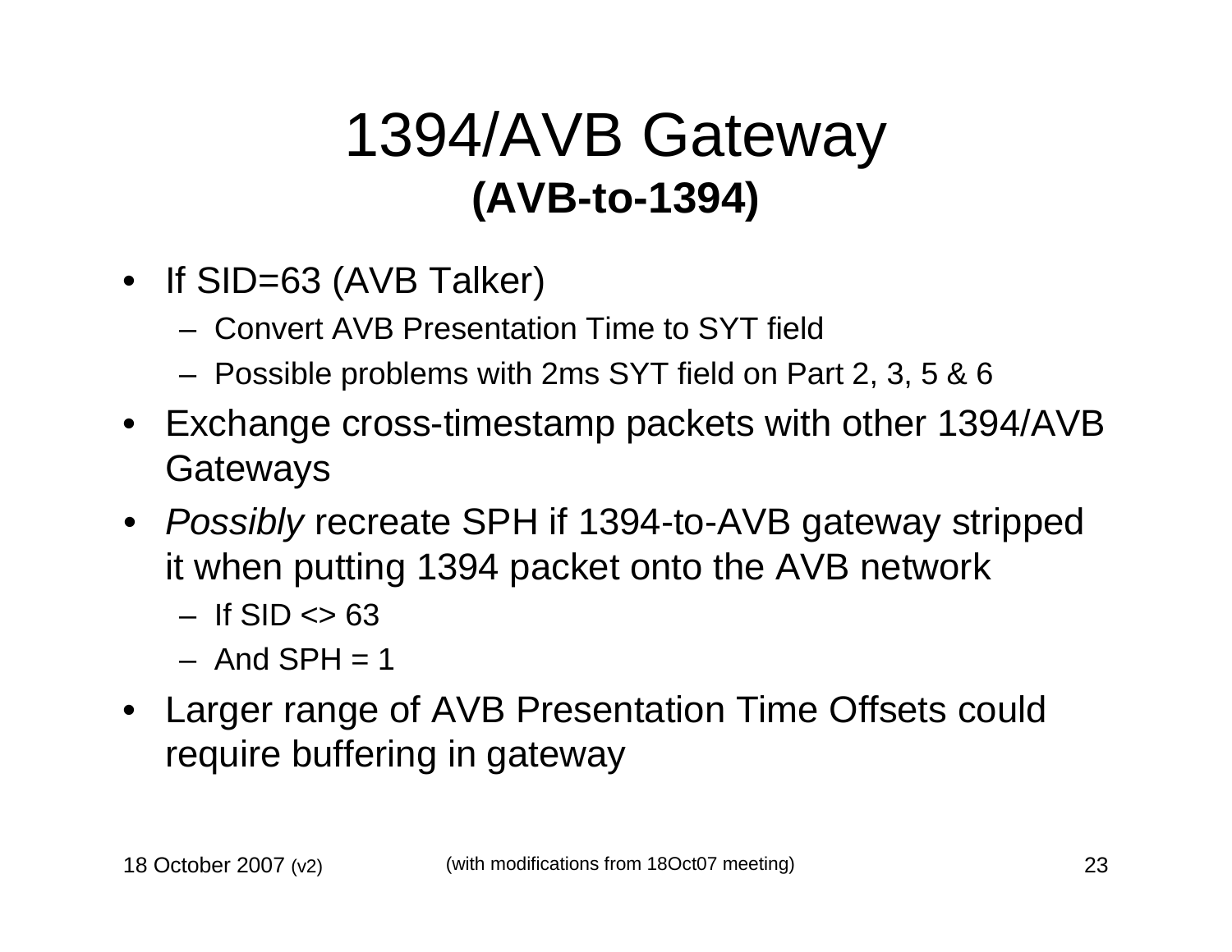# 1394/AVB Gateway

## (AVB-to-1394)

- If SID=63 (AVB Talker)
  - Convert AVB Presentation Time to SYT field
  - Possible problems with 2ms SYT field on Part 2, 3, 5 & 6
- Exchange cross-timestamp packets with other 1394/AVB Gateways
- *Possibly* recreate SPH if 1394-to-AVB gateway stripped it when putting 1394 packet onto the AVB network
  - If SID <> 63
  - And SPH = 1
- Larger range of AVB Presentation Time Offsets could require buffering in gateway

18 October 2007 (v2) (with modifications from 18Oct07 meeting)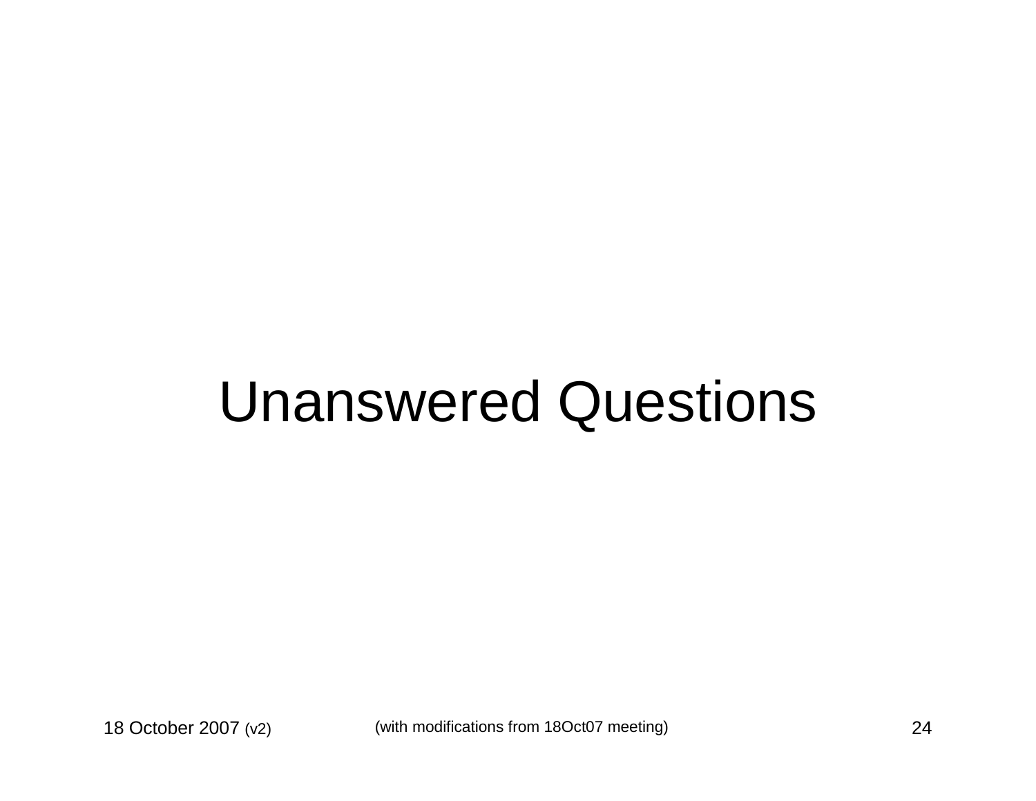# Unanswered Questions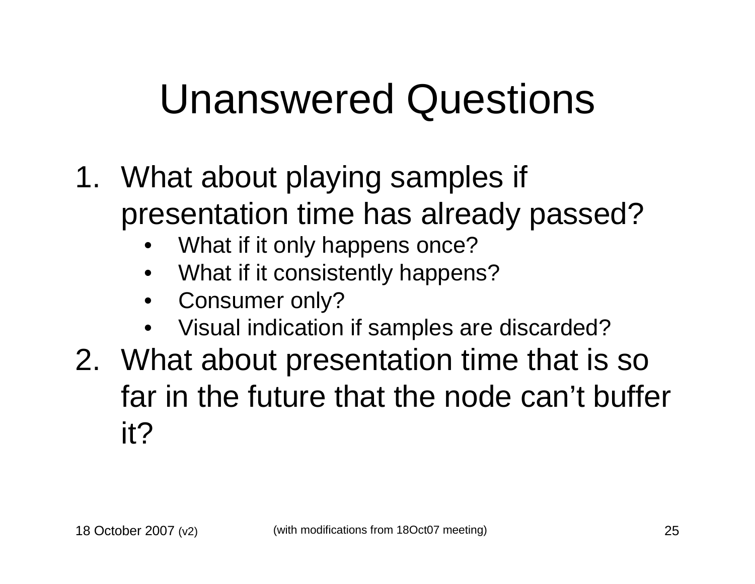# Unanswered Questions

1. What about playing samples if presentation time has already passed?
   - What if it only happens once?
   - What if it consistently happens?
   - Consumer only?
   - Visual indication if samples are discarded?
2. What about presentation time that is so far in the future that the node can't buffer it?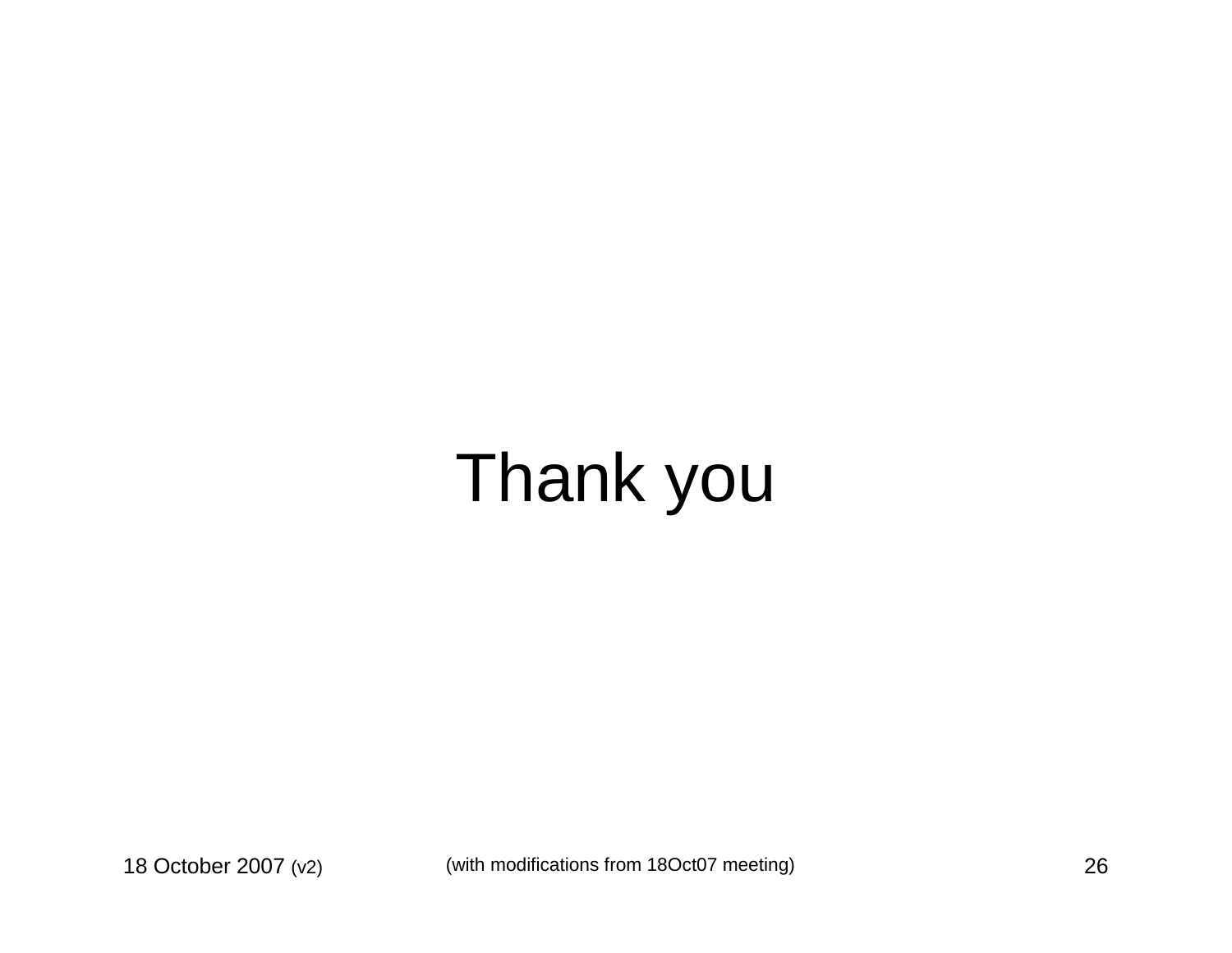Thank you